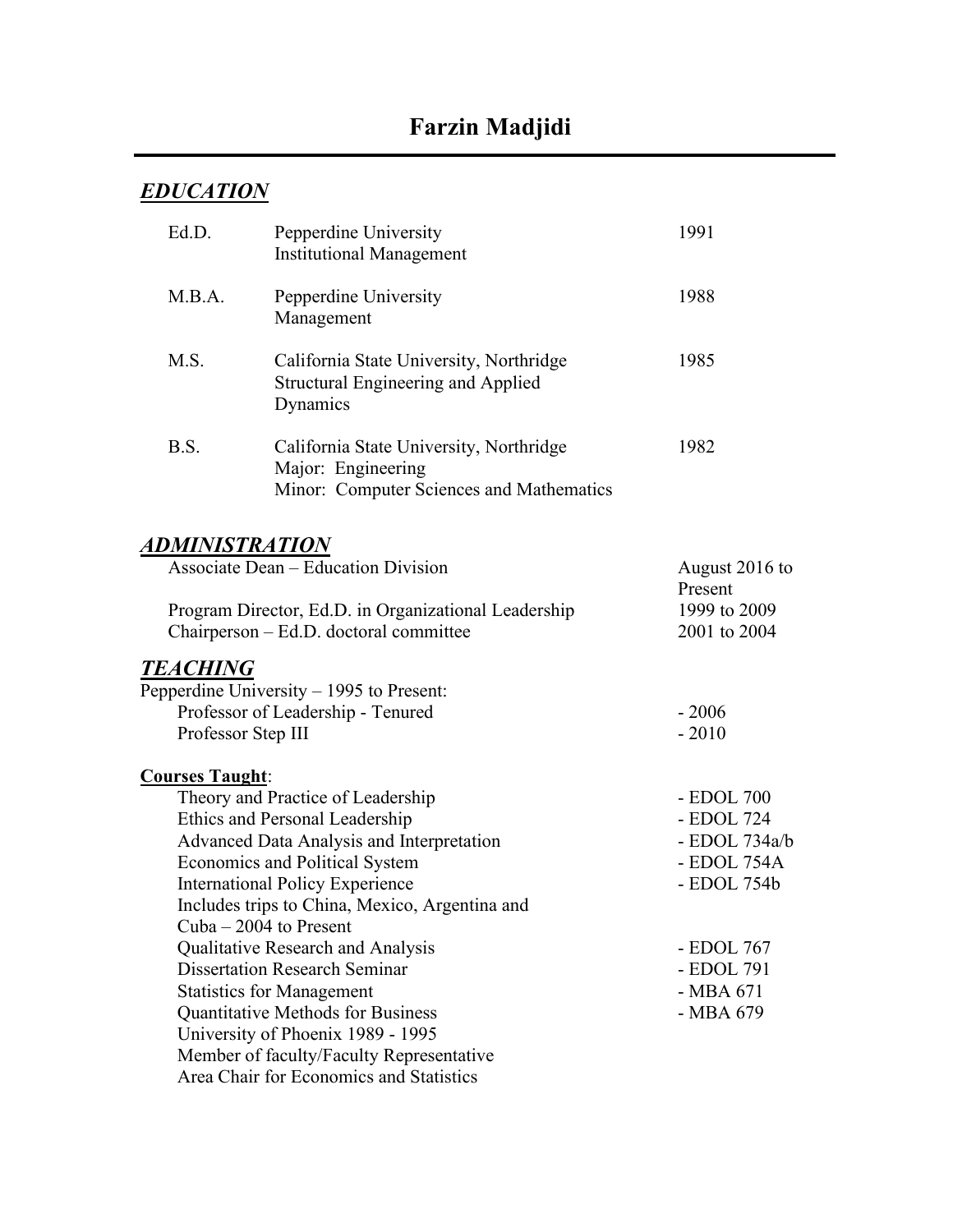# Farzin Madjidi

## *EDUCATION*

| | | |
|---|---|---|
| Ed.D. | Pepperdine University<br>Institutional Management | 1991 |
| M.B.A. | Pepperdine University<br>Management | 1988 |
| M.S. | California State University, Northridge<br>Structural Engineering and Applied Dynamics | 1985 |
| B.S. | California State University, Northridge<br>Major: Engineering<br>Minor: Computer Sciences and Mathematics | 1982 |

## *ADMINISTRATION*

| | |
|---|---|
| Associate Dean – Education Division | August 2016 to Present |
| Program Director, Ed.D. in Organizational Leadership | 1999 to 2009 |
| Chairperson – Ed.D. doctoral committee | 2001 to 2004 |

## *TEACHING*

Pepperdine University – 1995 to Present:

| | |
|---|---|
| Professor of Leadership - Tenured | - 2006 |
| Professor Step III | - 2010 |

**Courses Taught**:

| | |
|---|---|
| Theory and Practice of Leadership | - EDOL 700 |
| Ethics and Personal Leadership | - EDOL 724 |
| Advanced Data Analysis and Interpretation | - EDOL 734a/b |
| Economics and Political System | - EDOL 754A |
| International Policy Experience<br>Includes trips to China, Mexico, Argentina and Cuba – 2004 to Present | - EDOL 754b |
| Qualitative Research and Analysis | - EDOL 767 |
| Dissertation Research Seminar | - EDOL 791 |
| Statistics for Management | - MBA 671 |
| Quantitative Methods for Business | - MBA 679 |

University of Phoenix 1989 - 1995

Member of faculty/Faculty Representative

Area Chair for Economics and Statistics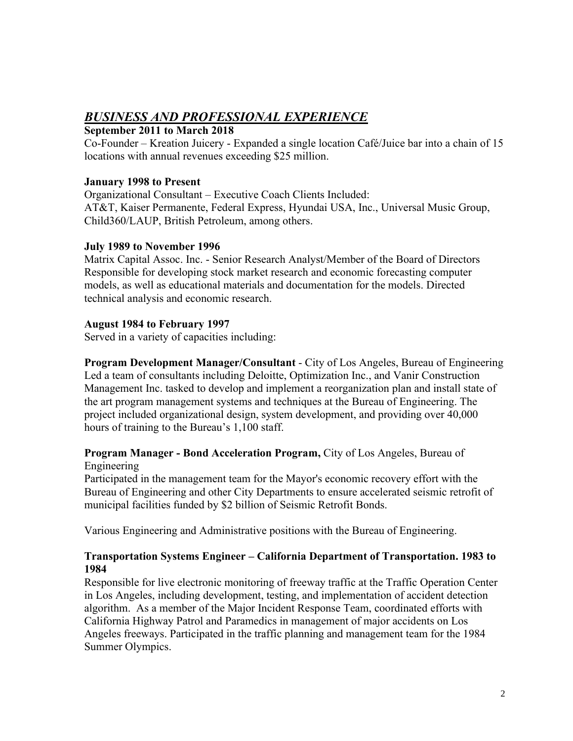## ***BUSINESS AND PROFESSIONAL EXPERIENCE***

**September 2011 to March 2018**
Co-Founder – Kreation Juicery - Expanded a single location Café/Juice bar into a chain of 15 locations with annual revenues exceeding $25 million.

**January 1998 to Present**
Organizational Consultant – Executive Coach Clients Included:
AT&T, Kaiser Permanente, Federal Express, Hyundai USA, Inc., Universal Music Group, Child360/LAUP, British Petroleum, among others.

**July 1989 to November 1996**
Matrix Capital Assoc. Inc. - Senior Research Analyst/Member of the Board of Directors
Responsible for developing stock market research and economic forecasting computer models, as well as educational materials and documentation for the models. Directed technical analysis and economic research.

**August 1984 to February 1997**
Served in a variety of capacities including:

**Program Development Manager/Consultant** - City of Los Angeles, Bureau of Engineering
Led a team of consultants including Deloitte, Optimization Inc., and Vanir Construction Management Inc. tasked to develop and implement a reorganization plan and install state of the art program management systems and techniques at the Bureau of Engineering. The project included organizational design, system development, and providing over 40,000 hours of training to the Bureau's 1,100 staff.

**Program Manager - Bond Acceleration Program,** City of Los Angeles, Bureau of Engineering
Participated in the management team for the Mayor's economic recovery effort with the Bureau of Engineering and other City Departments to ensure accelerated seismic retrofit of municipal facilities funded by $2 billion of Seismic Retrofit Bonds.

Various Engineering and Administrative positions with the Bureau of Engineering.

**Transportation Systems Engineer – California Department of Transportation. 1983 to 1984**
Responsible for live electronic monitoring of freeway traffic at the Traffic Operation Center in Los Angeles, including development, testing, and implementation of accident detection algorithm. As a member of the Major Incident Response Team, coordinated efforts with California Highway Patrol and Paramedics in management of major accidents on Los Angeles freeways. Participated in the traffic planning and management team for the 1984 Summer Olympics.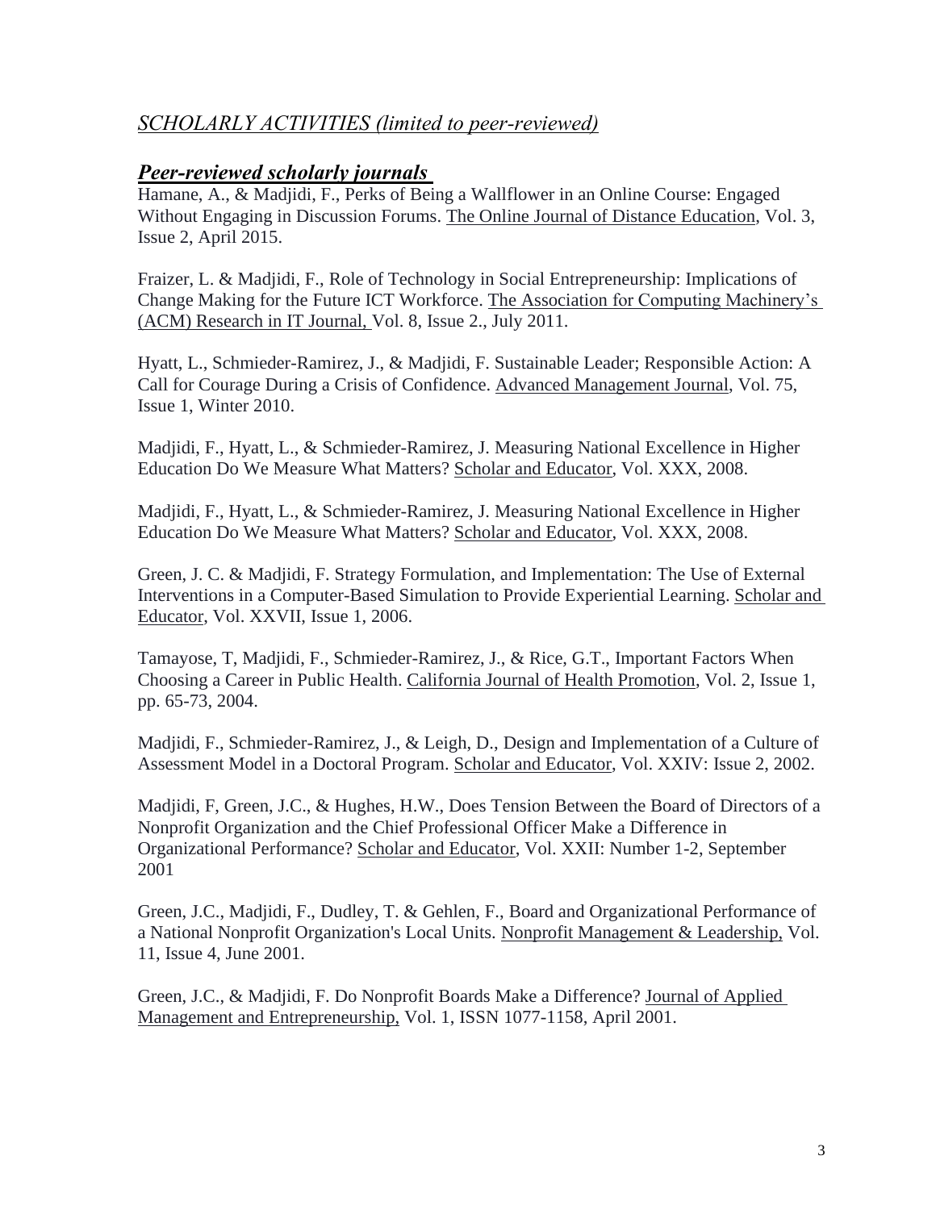## *SCHOLARLY ACTIVITIES (limited to peer-reviewed)*

### ***Peer-reviewed scholarly journals***

Hamane, A., & Madjidi, F., Perks of Being a Wallflower in an Online Course: Engaged Without Engaging in Discussion Forums. The Online Journal of Distance Education, Vol. 3, Issue 2, April 2015.

Fraizer, L. & Madjidi, F., Role of Technology in Social Entrepreneurship: Implications of Change Making for the Future ICT Workforce. The Association for Computing Machinery's (ACM) Research in IT Journal, Vol. 8, Issue 2., July 2011.

Hyatt, L., Schmieder-Ramirez, J., & Madjidi, F. Sustainable Leader; Responsible Action: A Call for Courage During a Crisis of Confidence. Advanced Management Journal, Vol. 75, Issue 1, Winter 2010.

Madjidi, F., Hyatt, L., & Schmieder-Ramirez, J. Measuring National Excellence in Higher Education Do We Measure What Matters? Scholar and Educator, Vol. XXX, 2008.

Madjidi, F., Hyatt, L., & Schmieder-Ramirez, J. Measuring National Excellence in Higher Education Do We Measure What Matters? Scholar and Educator, Vol. XXX, 2008.

Green, J. C. & Madjidi, F. Strategy Formulation, and Implementation: The Use of External Interventions in a Computer-Based Simulation to Provide Experiential Learning. Scholar and Educator, Vol. XXVII, Issue 1, 2006.

Tamayose, T, Madjidi, F., Schmieder-Ramirez, J., & Rice, G.T., Important Factors When Choosing a Career in Public Health. California Journal of Health Promotion, Vol. 2, Issue 1, pp. 65-73, 2004.

Madjidi, F., Schmieder-Ramirez, J., & Leigh, D., Design and Implementation of a Culture of Assessment Model in a Doctoral Program. Scholar and Educator, Vol. XXIV: Issue 2, 2002.

Madjidi, F, Green, J.C., & Hughes, H.W., Does Tension Between the Board of Directors of a Nonprofit Organization and the Chief Professional Officer Make a Difference in Organizational Performance? Scholar and Educator, Vol. XXII: Number 1-2, September 2001

Green, J.C., Madjidi, F., Dudley, T. & Gehlen, F., Board and Organizational Performance of a National Nonprofit Organization's Local Units. Nonprofit Management & Leadership, Vol. 11, Issue 4, June 2001.

Green, J.C., & Madjidi, F. Do Nonprofit Boards Make a Difference? Journal of Applied Management and Entrepreneurship, Vol. 1, ISSN 1077-1158, April 2001.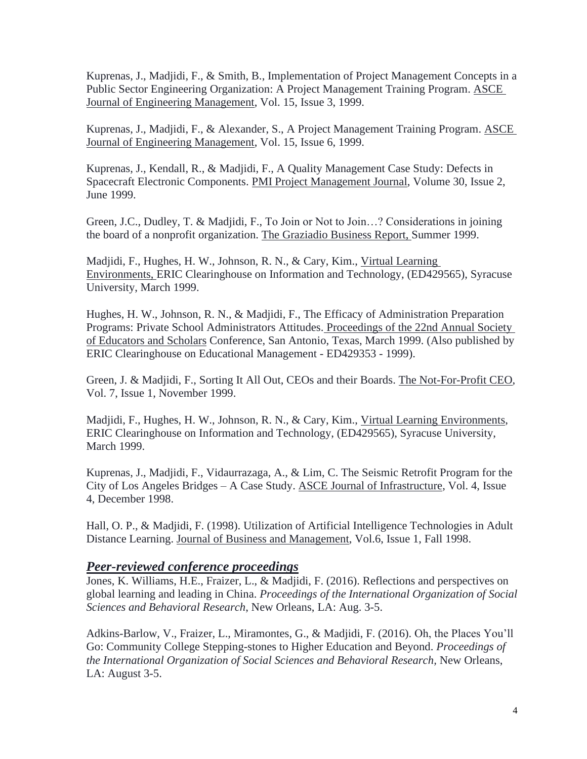Kuprenas, J., Madjidi, F., & Smith, B., Implementation of Project Management Concepts in a Public Sector Engineering Organization: A Project Management Training Program. ASCE Journal of Engineering Management, Vol. 15, Issue 3, 1999.

Kuprenas, J., Madjidi, F., & Alexander, S., A Project Management Training Program. ASCE Journal of Engineering Management, Vol. 15, Issue 6, 1999.

Kuprenas, J., Kendall, R., & Madjidi, F., A Quality Management Case Study: Defects in Spacecraft Electronic Components. PMI Project Management Journal, Volume 30, Issue 2, June 1999.

Green, J.C., Dudley, T. & Madjidi, F., To Join or Not to Join…? Considerations in joining the board of a nonprofit organization. The Graziadio Business Report, Summer 1999.

Madjidi, F., Hughes, H. W., Johnson, R. N., & Cary, Kim., Virtual Learning Environments, ERIC Clearinghouse on Information and Technology, (ED429565), Syracuse University, March 1999.

Hughes, H. W., Johnson, R. N., & Madjidi, F., The Efficacy of Administration Preparation Programs: Private School Administrators Attitudes. Proceedings of the 22nd Annual Society of Educators and Scholars Conference, San Antonio, Texas, March 1999. (Also published by ERIC Clearinghouse on Educational Management - ED429353 - 1999).

Green, J. & Madjidi, F., Sorting It All Out, CEOs and their Boards. The Not-For-Profit CEO, Vol. 7, Issue 1, November 1999.

Madjidi, F., Hughes, H. W., Johnson, R. N., & Cary, Kim., Virtual Learning Environments, ERIC Clearinghouse on Information and Technology, (ED429565), Syracuse University, March 1999.

Kuprenas, J., Madjidi, F., Vidaurrazaga, A., & Lim, C. The Seismic Retrofit Program for the City of Los Angeles Bridges – A Case Study. ASCE Journal of Infrastructure, Vol. 4, Issue 4, December 1998.

Hall, O. P., & Madjidi, F. (1998). Utilization of Artificial Intelligence Technologies in Adult Distance Learning. Journal of Business and Management, Vol.6, Issue 1, Fall 1998.

## ***Peer-reviewed conference proceedings***

Jones, K. Williams, H.E., Fraizer, L., & Madjidi, F. (2016). Reflections and perspectives on global learning and leading in China. *Proceedings of the International Organization of Social Sciences and Behavioral Research*, New Orleans, LA: Aug. 3-5.

Adkins-Barlow, V., Fraizer, L., Miramontes, G., & Madjidi, F. (2016). Oh, the Places You'll Go: Community College Stepping-stones to Higher Education and Beyond. *Proceedings of the International Organization of Social Sciences and Behavioral Research,* New Orleans, LA: August 3-5.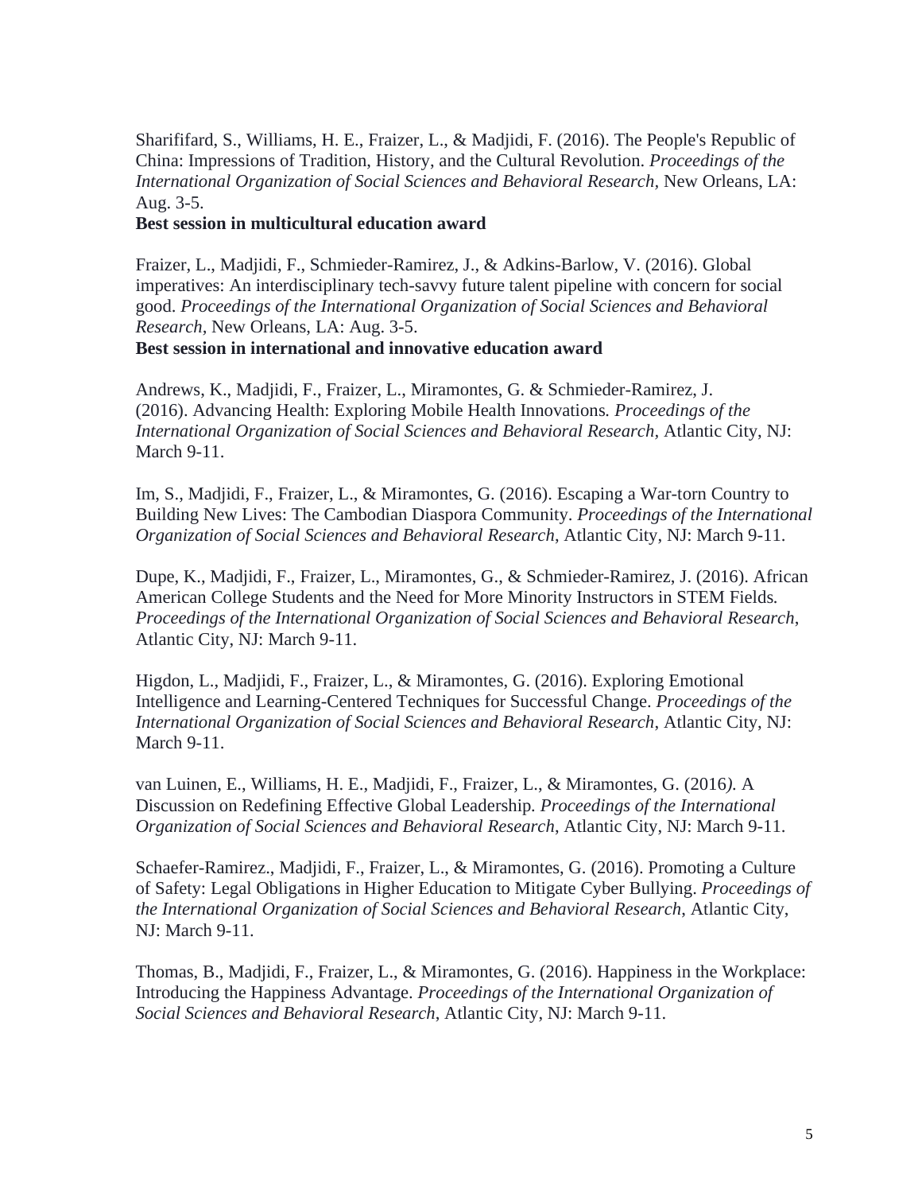Sharififard, S., Williams, H. E., Fraizer, L., & Madjidi, F. (2016). The People's Republic of China: Impressions of Tradition, History, and the Cultural Revolution. *Proceedings of the International Organization of Social Sciences and Behavioral Research*, New Orleans, LA: Aug. 3-5.
**Best session in multicultural education award**

Fraizer, L., Madjidi, F., Schmieder-Ramirez, J., & Adkins-Barlow, V. (2016). Global imperatives: An interdisciplinary tech-savvy future talent pipeline with concern for social good. *Proceedings of the International Organization of Social Sciences and Behavioral Research*, New Orleans, LA: Aug. 3-5.
**Best session in international and innovative education award**

Andrews, K., Madjidi, F., Fraizer, L., Miramontes, G. & Schmieder-Ramirez, J. (2016). Advancing Health: Exploring Mobile Health Innovations*. Proceedings of the International Organization of Social Sciences and Behavioral Research*, Atlantic City, NJ: March 9-11.

Im, S., Madjidi, F., Fraizer, L., & Miramontes, G. (2016). Escaping a War-torn Country to Building New Lives: The Cambodian Diaspora Community. *Proceedings of the International Organization of Social Sciences and Behavioral Research*, Atlantic City, NJ: March 9-11.

Dupe, K., Madjidi, F., Fraizer, L., Miramontes, G., & Schmieder-Ramirez, J. (2016). African American College Students and the Need for More Minority Instructors in STEM Fields*. Proceedings of the International Organization of Social Sciences and Behavioral Research*, Atlantic City, NJ: March 9-11.

Higdon, L., Madjidi, F., Fraizer, L., & Miramontes, G. (2016). Exploring Emotional Intelligence and Learning-Centered Techniques for Successful Change. *Proceedings of the International Organization of Social Sciences and Behavioral Research*, Atlantic City, NJ: March 9-11.

van Luinen, E., Williams, H. E., Madjidi, F., Fraizer, L., & Miramontes, G. (2016*).* A Discussion on Redefining Effective Global Leadership*. Proceedings of the International Organization of Social Sciences and Behavioral Research*, Atlantic City, NJ: March 9-11.

Schaefer-Ramirez., Madjidi, F., Fraizer, L., & Miramontes, G. (2016). Promoting a Culture of Safety: Legal Obligations in Higher Education to Mitigate Cyber Bullying. *Proceedings of the International Organization of Social Sciences and Behavioral Research*, Atlantic City, NJ: March 9-11.

Thomas, B., Madjidi, F., Fraizer, L., & Miramontes, G. (2016). Happiness in the Workplace: Introducing the Happiness Advantage. *Proceedings of the International Organization of Social Sciences and Behavioral Research*, Atlantic City, NJ: March 9-11.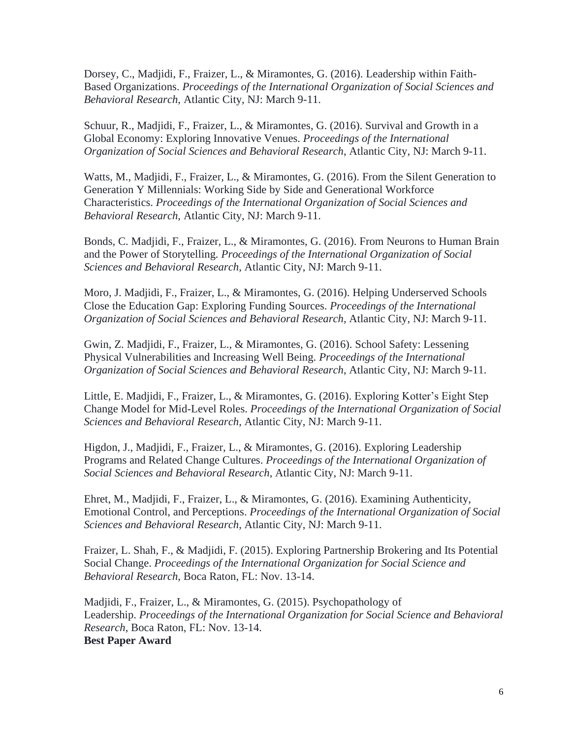Dorsey, C., Madjidi, F., Fraizer, L., & Miramontes, G. (2016). Leadership within Faith-Based Organizations. *Proceedings of the International Organization of Social Sciences and Behavioral Research*, Atlantic City, NJ: March 9-11.

Schuur, R., Madjidi, F., Fraizer, L., & Miramontes, G. (2016). Survival and Growth in a Global Economy: Exploring Innovative Venues. *Proceedings of the International Organization of Social Sciences and Behavioral Research*, Atlantic City, NJ: March 9-11.

Watts, M., Madjidi, F., Fraizer, L., & Miramontes, G. (2016). From the Silent Generation to Generation Y Millennials: Working Side by Side and Generational Workforce Characteristics. *Proceedings of the International Organization of Social Sciences and Behavioral Research*, Atlantic City, NJ: March 9-11.

Bonds, C. Madjidi, F., Fraizer, L., & Miramontes, G. (2016). From Neurons to Human Brain and the Power of Storytelling. *Proceedings of the International Organization of Social Sciences and Behavioral Research*, Atlantic City, NJ: March 9-11.

Moro, J. Madjidi, F., Fraizer, L., & Miramontes, G. (2016). Helping Underserved Schools Close the Education Gap: Exploring Funding Sources. *Proceedings of the International Organization of Social Sciences and Behavioral Research*, Atlantic City, NJ: March 9-11.

Gwin, Z. Madjidi, F., Fraizer, L., & Miramontes, G. (2016). School Safety: Lessening Physical Vulnerabilities and Increasing Well Being. *Proceedings of the International Organization of Social Sciences and Behavioral Research*, Atlantic City, NJ: March 9-11.

Little, E. Madjidi, F., Fraizer, L., & Miramontes, G. (2016). Exploring Kotter's Eight Step Change Model for Mid-Level Roles. *Proceedings of the International Organization of Social Sciences and Behavioral Research*, Atlantic City, NJ: March 9-11.

Higdon, J., Madjidi, F., Fraizer, L., & Miramontes, G. (2016). Exploring Leadership Programs and Related Change Cultures. *Proceedings of the International Organization of Social Sciences and Behavioral Research*, Atlantic City, NJ: March 9-11.

Ehret, M., Madjidi, F., Fraizer, L., & Miramontes, G. (2016). Examining Authenticity, Emotional Control, and Perceptions. *Proceedings of the International Organization of Social Sciences and Behavioral Research*, Atlantic City, NJ: March 9-11.

Fraizer, L. Shah, F., & Madjidi, F. (2015). Exploring Partnership Brokering and Its Potential Social Change. *Proceedings of the International Organization for Social Science and Behavioral Research*, Boca Raton, FL: Nov. 13-14.

Madjidi, F., Fraizer, L., & Miramontes, G. (2015). Psychopathology of Leadership. *Proceedings of the International Organization for Social Science and Behavioral Research*, Boca Raton, FL: Nov. 13-14.
**Best Paper Award**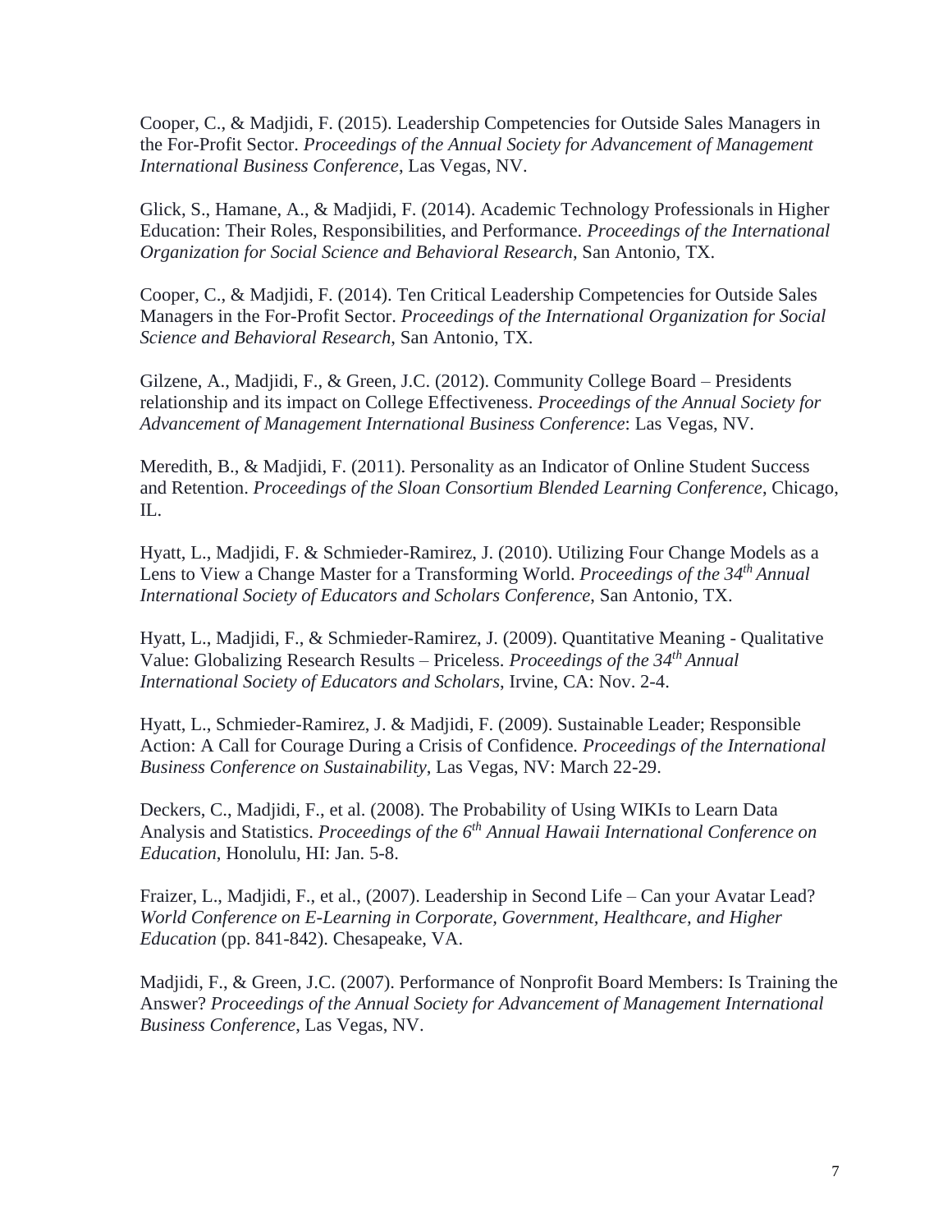Cooper, C., & Madjidi, F. (2015). Leadership Competencies for Outside Sales Managers in the For-Profit Sector. *Proceedings of the Annual Society for Advancement of Management International Business Conference*, Las Vegas, NV.

Glick, S., Hamane, A., & Madjidi, F. (2014). Academic Technology Professionals in Higher Education: Their Roles, Responsibilities, and Performance. *Proceedings of the International Organization for Social Science and Behavioral Research*, San Antonio, TX.

Cooper, C., & Madjidi, F. (2014). Ten Critical Leadership Competencies for Outside Sales Managers in the For-Profit Sector. *Proceedings of the International Organization for Social Science and Behavioral Research*, San Antonio, TX.

Gilzene, A., Madjidi, F., & Green, J.C. (2012). Community College Board – Presidents relationship and its impact on College Effectiveness. *Proceedings of the Annual Society for Advancement of Management International Business Conference*: Las Vegas, NV.

Meredith, B., & Madjidi, F. (2011). Personality as an Indicator of Online Student Success and Retention. *Proceedings of the Sloan Consortium Blended Learning Conference*, Chicago, IL.

Hyatt, L., Madjidi, F. & Schmieder-Ramirez, J. (2010). Utilizing Four Change Models as a Lens to View a Change Master for a Transforming World. *Proceedings of the 34th Annual International Society of Educators and Scholars Conference*, San Antonio, TX.

Hyatt, L., Madjidi, F., & Schmieder-Ramirez, J. (2009). Quantitative Meaning - Qualitative Value: Globalizing Research Results – Priceless. *Proceedings of the 34th Annual International Society of Educators and Scholars*, Irvine, CA: Nov. 2-4.

Hyatt, L., Schmieder-Ramirez, J. & Madjidi, F. (2009). Sustainable Leader; Responsible Action: A Call for Courage During a Crisis of Confidence. *Proceedings of the International Business Conference on Sustainability*, Las Vegas, NV: March 22-29.

Deckers, C., Madjidi, F., et al. (2008). The Probability of Using WIKIs to Learn Data Analysis and Statistics. *Proceedings of the 6th Annual Hawaii International Conference on Education*, Honolulu, HI: Jan. 5-8.

Fraizer, L., Madjidi, F., et al., (2007). Leadership in Second Life – Can your Avatar Lead? *World Conference on E-Learning in Corporate, Government, Healthcare, and Higher Education* (pp. 841-842). Chesapeake, VA.

Madjidi, F., & Green, J.C. (2007). Performance of Nonprofit Board Members: Is Training the Answer? *Proceedings of the Annual Society for Advancement of Management International Business Conference*, Las Vegas, NV.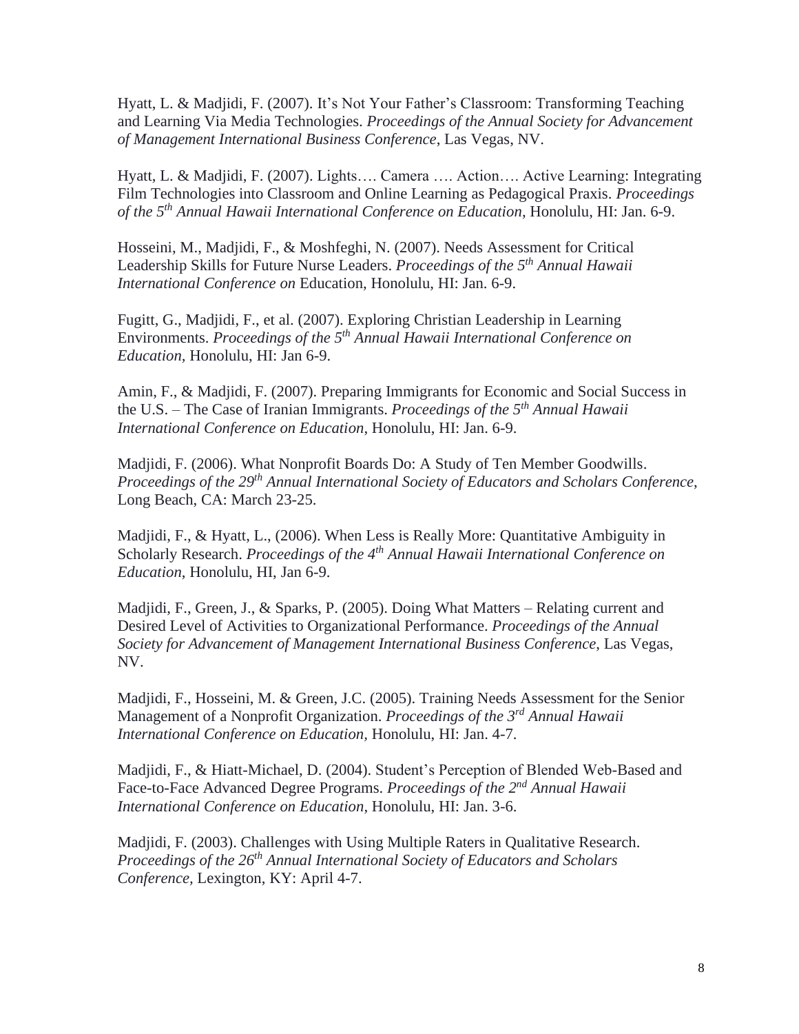Hyatt, L. & Madjidi, F. (2007). It's Not Your Father's Classroom: Transforming Teaching and Learning Via Media Technologies. *Proceedings of the Annual Society for Advancement of Management International Business Conference*, Las Vegas, NV.

Hyatt, L. & Madjidi, F. (2007). Lights…. Camera …. Action…. Active Learning: Integrating Film Technologies into Classroom and Online Learning as Pedagogical Praxis. *Proceedings of the 5th Annual Hawaii International Conference on Education*, Honolulu, HI: Jan. 6-9.

Hosseini, M., Madjidi, F., & Moshfeghi, N. (2007). Needs Assessment for Critical Leadership Skills for Future Nurse Leaders. *Proceedings of the 5th Annual Hawaii International Conference on* Education, Honolulu, HI: Jan. 6-9.

Fugitt, G., Madjidi, F., et al. (2007). Exploring Christian Leadership in Learning Environments. *Proceedings of the 5th Annual Hawaii International Conference on Education,* Honolulu, HI: Jan 6-9.

Amin, F., & Madjidi, F. (2007). Preparing Immigrants for Economic and Social Success in the U.S. – The Case of Iranian Immigrants. *Proceedings of the 5th Annual Hawaii International Conference on Education*, Honolulu, HI: Jan. 6-9.

Madjidi, F. (2006). What Nonprofit Boards Do: A Study of Ten Member Goodwills. *Proceedings of the 29th Annual International Society of Educators and Scholars Conference*, Long Beach, CA: March 23-25.

Madjidi, F., & Hyatt, L., (2006). When Less is Really More: Quantitative Ambiguity in Scholarly Research. *Proceedings of the 4th Annual Hawaii International Conference on Education*, Honolulu, HI, Jan 6-9.

Madjidi, F., Green, J., & Sparks, P. (2005). Doing What Matters – Relating current and Desired Level of Activities to Organizational Performance. *Proceedings of the Annual Society for Advancement of Management International Business Conference*, Las Vegas, NV.

Madjidi, F., Hosseini, M. & Green, J.C. (2005). Training Needs Assessment for the Senior Management of a Nonprofit Organization. *Proceedings of the 3rd Annual Hawaii International Conference on Education,* Honolulu, HI: Jan. 4-7.

Madjidi, F., & Hiatt-Michael, D. (2004). Student's Perception of Blended Web-Based and Face-to-Face Advanced Degree Programs. *Proceedings of the 2nd Annual Hawaii International Conference on Education*, Honolulu, HI: Jan. 3-6.

Madjidi, F. (2003). Challenges with Using Multiple Raters in Qualitative Research. *Proceedings of the 26th Annual International Society of Educators and Scholars Conference,* Lexington, KY: April 4-7.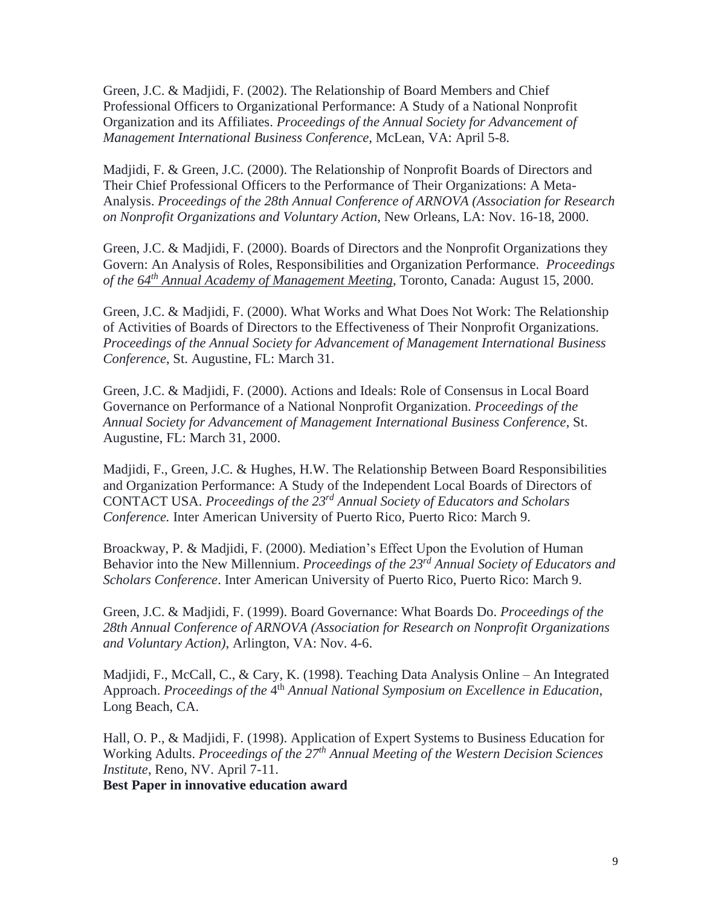Green, J.C. & Madjidi, F. (2002). The Relationship of Board Members and Chief Professional Officers to Organizational Performance: A Study of a National Nonprofit Organization and its Affiliates. *Proceedings of the Annual Society for Advancement of Management International Business Conference*, McLean, VA: April 5-8.

Madjidi, F. & Green, J.C. (2000). The Relationship of Nonprofit Boards of Directors and Their Chief Professional Officers to the Performance of Their Organizations: A Meta-Analysis. *Proceedings of the 28th Annual Conference of ARNOVA (Association for Research on Nonprofit Organizations and Voluntary Action*, New Orleans, LA: Nov. 16-18, 2000.

Green, J.C. & Madjidi, F. (2000). Boards of Directors and the Nonprofit Organizations they Govern: An Analysis of Roles, Responsibilities and Organization Performance. *Proceedings of the 64th Annual Academy of Management Meeting*, Toronto, Canada: August 15, 2000.

Green, J.C. & Madjidi, F. (2000). What Works and What Does Not Work: The Relationship of Activities of Boards of Directors to the Effectiveness of Their Nonprofit Organizations. *Proceedings of the Annual Society for Advancement of Management International Business Conference*, St. Augustine, FL: March 31.

Green, J.C. & Madjidi, F. (2000). Actions and Ideals: Role of Consensus in Local Board Governance on Performance of a National Nonprofit Organization. *Proceedings of the Annual Society for Advancement of Management International Business Conference*, St. Augustine, FL: March 31, 2000.

Madjidi, F., Green, J.C. & Hughes, H.W. The Relationship Between Board Responsibilities and Organization Performance: A Study of the Independent Local Boards of Directors of CONTACT USA. *Proceedings of the 23rd Annual Society of Educators and Scholars Conference.* Inter American University of Puerto Rico, Puerto Rico: March 9.

Broackway, P. & Madjidi, F. (2000). Mediation's Effect Upon the Evolution of Human Behavior into the New Millennium. *Proceedings of the 23rd Annual Society of Educators and Scholars Conference*. Inter American University of Puerto Rico, Puerto Rico: March 9.

Green, J.C. & Madjidi, F. (1999). Board Governance: What Boards Do. *Proceedings of the 28th Annual Conference of ARNOVA (Association for Research on Nonprofit Organizations and Voluntary Action)*, Arlington, VA: Nov. 4-6.

Madjidi, F., McCall, C., & Cary, K. (1998). Teaching Data Analysis Online – An Integrated Approach. *Proceedings of the 4th Annual National Symposium on Excellence in Education*, Long Beach, CA.

Hall, O. P., & Madjidi, F. (1998). Application of Expert Systems to Business Education for Working Adults. *Proceedings of the 27th Annual Meeting of the Western Decision Sciences Institute*, Reno, NV. April 7-11.
**Best Paper in innovative education award**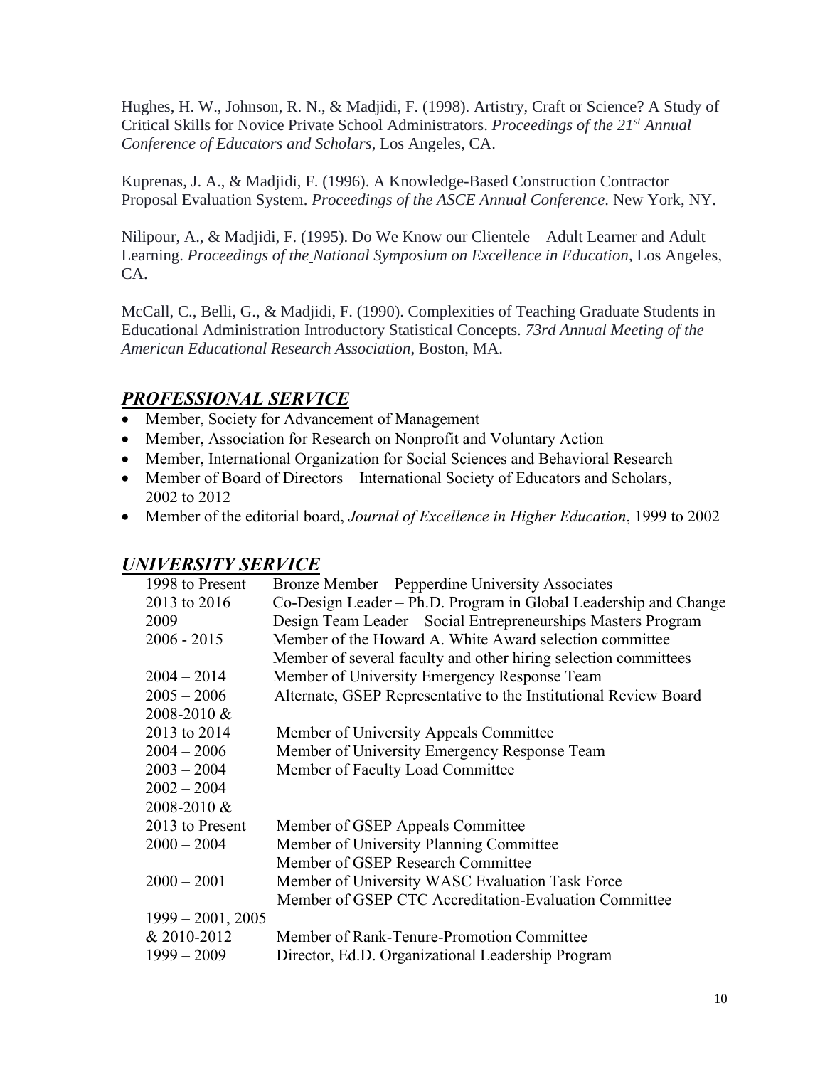Hughes, H. W., Johnson, R. N., & Madjidi, F. (1998). Artistry, Craft or Science? A Study of Critical Skills for Novice Private School Administrators. *Proceedings of the 21st Annual Conference of Educators and Scholars*, Los Angeles, CA.

Kuprenas, J. A., & Madjidi, F. (1996). A Knowledge-Based Construction Contractor Proposal Evaluation System. *Proceedings of the ASCE Annual Conference*. New York, NY.

Nilipour, A., & Madjidi, F. (1995). Do We Know our Clientele – Adult Learner and Adult Learning. *Proceedings of the National Symposium on Excellence in Education,* Los Angeles, CA.

McCall, C., Belli, G., & Madjidi, F. (1990). Complexities of Teaching Graduate Students in Educational Administration Introductory Statistical Concepts. *73rd Annual Meeting of the American Educational Research Association*, Boston, MA.

## ***PROFESSIONAL SERVICE***

- Member, Society for Advancement of Management
- Member, Association for Research on Nonprofit and Voluntary Action
- Member, International Organization for Social Sciences and Behavioral Research
- Member of Board of Directors – International Society of Educators and Scholars, 2002 to 2012
- Member of the editorial board, *Journal of Excellence in Higher Education*, 1999 to 2002

## ***UNIVERSITY SERVICE***

| | |
|---|---|
| 1998 to Present | Bronze Member – Pepperdine University Associates |
| 2013 to 2016 | Co-Design Leader – Ph.D. Program in Global Leadership and Change |
| 2009 | Design Team Leader – Social Entrepreneurships Masters Program |
| 2006 - 2015 | Member of the Howard A. White Award selection committee |
| | Member of several faculty and other hiring selection committees |
| 2004 – 2014 | Member of University Emergency Response Team |
| 2005 – 2006 | Alternate, GSEP Representative to the Institutional Review Board |
| 2008-2010 & 2013 to 2014 | Member of University Appeals Committee |
| 2004 – 2006 | Member of University Emergency Response Team |
| 2003 – 2004 | Member of Faculty Load Committee |
| 2002 – 2004 | |
| 2008-2010 & 2013 to Present | Member of GSEP Appeals Committee |
| 2000 – 2004 | Member of University Planning Committee |
| | Member of GSEP Research Committee |
| 2000 – 2001 | Member of University WASC Evaluation Task Force |
| | Member of GSEP CTC Accreditation-Evaluation Committee |
| 1999 – 2001, 2005 & 2010-2012 | Member of Rank-Tenure-Promotion Committee |
| 1999 – 2009 | Director, Ed.D. Organizational Leadership Program |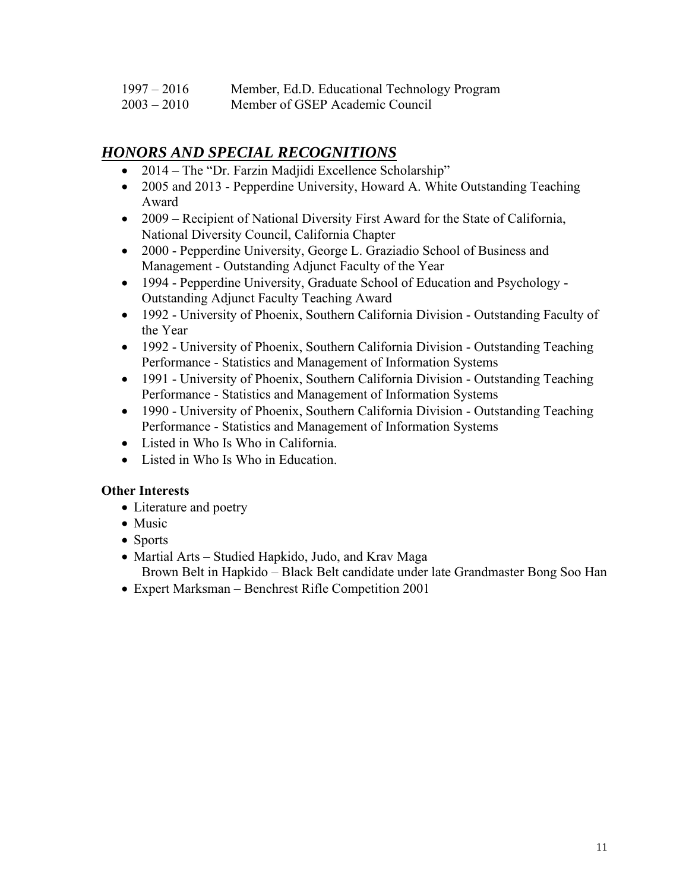1997 – 2016 Member, Ed.D. Educational Technology Program

2003 – 2010 Member of GSEP Academic Council

## ***HONORS AND SPECIAL RECOGNITIONS***

- 2014 – The "Dr. Farzin Madjidi Excellence Scholarship"
- 2005 and 2013 - Pepperdine University, Howard A. White Outstanding Teaching Award
- 2009 – Recipient of National Diversity First Award for the State of California, National Diversity Council, California Chapter
- 2000 - Pepperdine University, George L. Graziadio School of Business and Management - Outstanding Adjunct Faculty of the Year
- 1994 - Pepperdine University, Graduate School of Education and Psychology - Outstanding Adjunct Faculty Teaching Award
- 1992 - University of Phoenix, Southern California Division - Outstanding Faculty of the Year
- 1992 - University of Phoenix, Southern California Division - Outstanding Teaching Performance - Statistics and Management of Information Systems
- 1991 - University of Phoenix, Southern California Division - Outstanding Teaching Performance - Statistics and Management of Information Systems
- 1990 - University of Phoenix, Southern California Division - Outstanding Teaching Performance - Statistics and Management of Information Systems
- Listed in Who Is Who in California.
- Listed in Who Is Who in Education.

**Other Interests**

- Literature and poetry
- Music
- Sports
- Martial Arts – Studied Hapkido, Judo, and Krav Maga
  Brown Belt in Hapkido – Black Belt candidate under late Grandmaster Bong Soo Han
- Expert Marksman – Benchrest Rifle Competition 2001